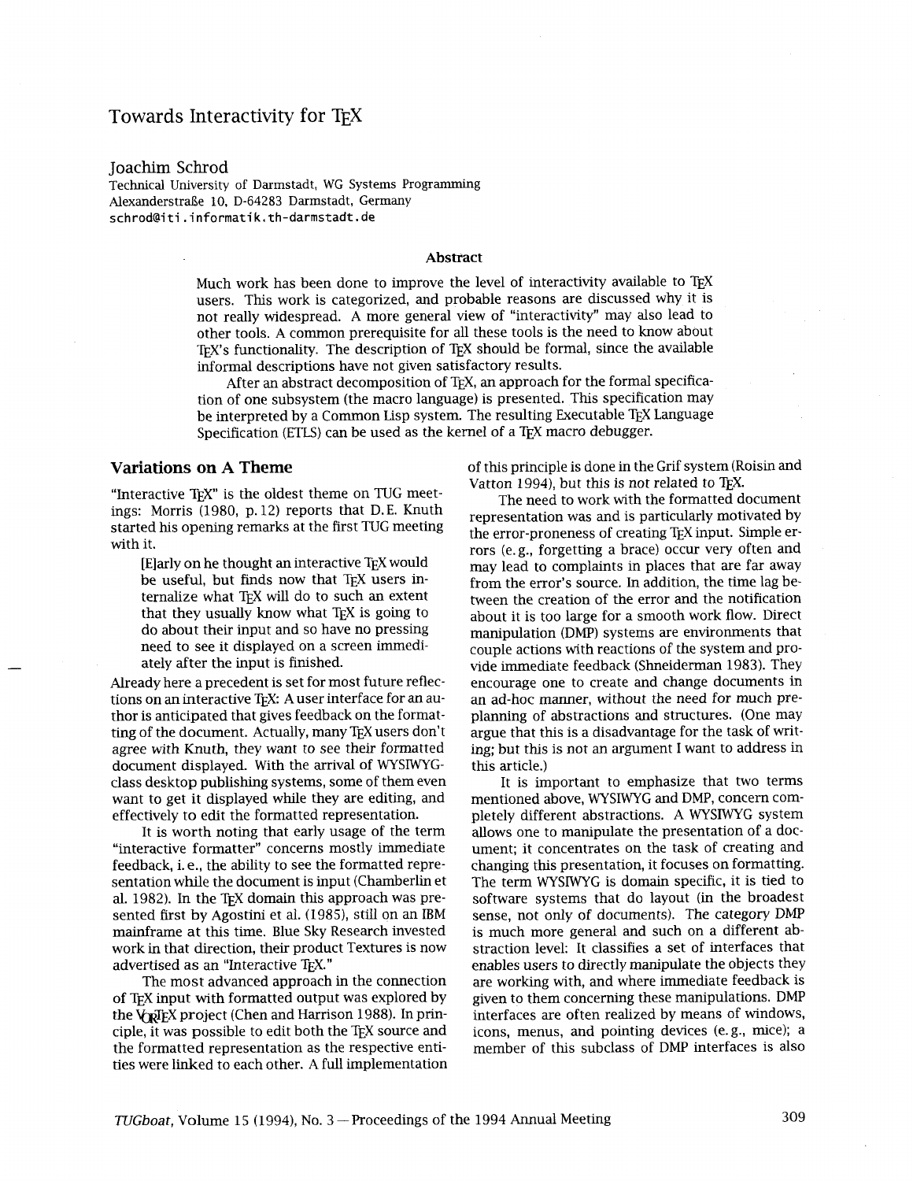# Towards Interactivity for TEX

Joachim Schrod
Technical University of Darmstadt, WG Systems Programming
Alexanderstraße 10, D-64283 Darmstadt, Germany
schrod@iti.informatik.th-darmstadt.de

### Abstract

Much work has been done to improve the level of interactivity available to TEX users. This work is categorized, and probable reasons are discussed why it is not really widespread. A more general view of "interactivity" may also lead to other tools. A common prerequisite for all these tools is the need to know about TEX's functionality. The description of TEX should be formal, since the available informal descriptions have not given satisfactory results.

After an abstract decomposition of TEX, an approach for the formal specification of one subsystem (the macro language) is presented. This specification may be interpreted by a Common Lisp system. The resulting Executable TEX Language Specification (ETLS) can be used as the kernel of a TEX macro debugger.

## Variations on A Theme

"Interactive TEX" is the oldest theme on TUG meetings: Morris (1980, p. 12) reports that D. E. Knuth started his opening remarks at the first TUG meeting with it.

> [E]arly on he thought an interactive TEX would be useful, but finds now that TEX users internalize what TEX will do to such an extent that they usually know what TEX is going to do about their input and so have no pressing need to see it displayed on a screen immediately after the input is finished.

Already here a precedent is set for most future reflections on an interactive TEX: A user interface for an author is anticipated that gives feedback on the formatting of the document. Actually, many TEX users don't agree with Knuth, they want to see their formatted document displayed. With the arrival of WYSIWYG-class desktop publishing systems, some of them even want to get it displayed while they are editing, and effectively to edit the formatted representation.

It is worth noting that early usage of the term "interactive formatter" concerns mostly immediate feedback, i. e., the ability to see the formatted representation while the document is input (Chamberlin et al. 1982). In the TEX domain this approach was presented first by Agostini et al. (1985), still on an IBM mainframe at this time. Blue Sky Research invested work in that direction, their product Textures is now advertised as an "Interactive TEX."

The most advanced approach in the connection of TEX input with formatted output was explored by the VORTEX project (Chen and Harrison 1988). In principle, it was possible to edit both the TEX source and the formatted representation as the respective entities were linked to each other. A full implementation of this principle is done in the Grif system (Roisin and Vatton 1994), but this is not related to TEX.

The need to work with the formatted document representation was and is particularly motivated by the error-proneness of creating TEX input. Simple errors (e. g., forgetting a brace) occur very often and may lead to complaints in places that are far away from the error's source. In addition, the time lag between the creation of the error and the notification about it is too large for a smooth work flow. Direct manipulation (DMP) systems are environments that couple actions with reactions of the system and provide immediate feedback (Shneiderman 1983). They encourage one to create and change documents in an ad-hoc manner, without the need for much pre-planning of abstractions and structures. (One may argue that this is a disadvantage for the task of writing; but this is not an argument I want to address in this article.)

It is important to emphasize that two terms mentioned above, WYSIWYG and DMP, concern completely different abstractions. A WYSIWYG system allows one to manipulate the presentation of a document; it concentrates on the task of creating and changing this presentation, it focuses on formatting. The term WYSIWYG is domain specific, it is tied to software systems that do layout (in the broadest sense, not only of documents). The category DMP is much more general and such on a different abstraction level: It classifies a set of interfaces that enables users to directly manipulate the objects they are working with, and where immediate feedback is given to them concerning these manipulations. DMP interfaces are often realized by means of windows, icons, menus, and pointing devices (e. g., mice); a member of this subclass of DMP interfaces is also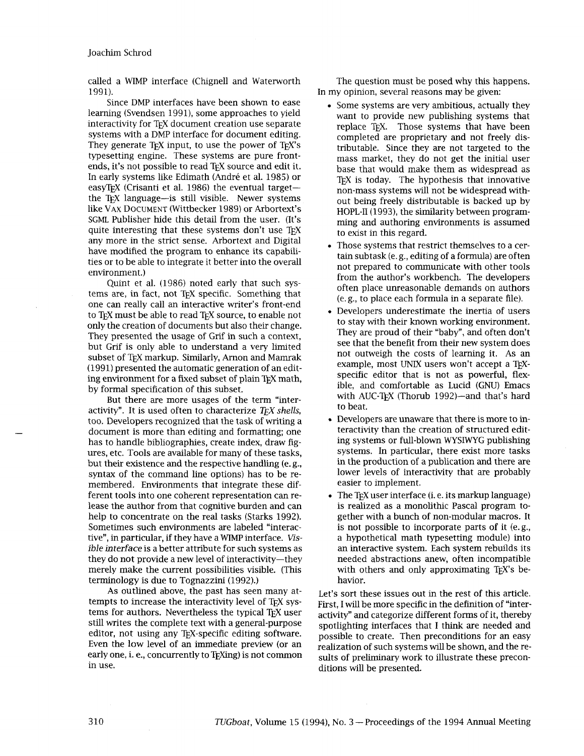called a WIMP interface (Chignell and Waterworth 1991).

Since DMP interfaces have been shown to ease learning (Svendsen 1991), some approaches to yield interactivity for TeX document creation use separate systems with a DMP interface for document editing. They generate TeX input, to use the power of TeX's typesetting engine. These systems are pure front-ends, it's not possible to read TeX source and edit it. In early systems like Edimath (André et al. 1985) or easyTeX (Crisanti et al. 1986) the eventual target—the TeX language—is still visible. Newer systems like VAX DOCUMENT (Wittbecker 1989) or Arbortext's SGML Publisher hide this detail from the user. (It's quite interesting that these systems don't use TeX any more in the strict sense. Arbortext and Digital have modified the program to enhance its capabilities or to be able to integrate it better into the overall environment.)

Quint et al. (1986) noted early that such systems are, in fact, not TeX specific. Something that one can really call an interactive writer's front-end to TeX must be able to read TeX source, to enable not only the creation of documents but also their change. They presented the usage of Grif in such a context, but Grif is only able to understand a very limited subset of TeX markup. Similarly, Arnon and Mamrak (1991) presented the automatic generation of an editing environment for a fixed subset of plain TeX math, by formal specification of this subset.

But there are more usages of the term "interactivity". It is used often to characterize *TeX shells*, too. Developers recognized that the task of writing a document is more than editing and formatting; one has to handle bibliographies, create index, draw figures, etc. Tools are available for many of these tasks, but their existence and the respective handling (e.g., syntax of the command line options) has to be remembered. Environments that integrate these different tools into one coherent representation can release the author from that cognitive burden and can help to concentrate on the real tasks (Starks 1992). Sometimes such environments are labeled "interactive", in particular, if they have a WIMP interface. *Visible interface* is a better attribute for such systems as they do not provide a new level of interactivity—they merely make the current possibilities visible. (This terminology is due to Tognazzini (1992).)

As outlined above, the past has seen many attempts to increase the interactivity level of TeX systems for authors. Nevertheless the typical TeX user still writes the complete text with a general-purpose editor, not using any TeX-specific editing software. Even the low level of an immediate preview (or an early one, i.e., concurrently to TeXing) is not common in use.

The question must be posed why this happens. In my opinion, several reasons may be given:

- Some systems are very ambitious, actually they want to provide new publishing systems that replace TeX. Those systems that have been completed are proprietary and not freely distributable. Since they are not targeted to the mass market, they do not get the initial user base that would make them as widespread as TeX is today. The hypothesis that innovative non-mass systems will not be widespread without being freely distributable is backed up by HOPL-II (1993), the similarity between programming and authoring environments is assumed to exist in this regard.
- Those systems that restrict themselves to a certain subtask (e.g., editing of a formula) are often not prepared to communicate with other tools from the author's workbench. The developers often place unreasonable demands on authors (e.g., to place each formula in a separate file).
- Developers underestimate the inertia of users to stay with their known working environment. They are proud of their "baby", and often don't see that the benefit from their new system does not outweigh the costs of learning it. As an example, most UNIX users won't accept a TeX-specific editor that is not as powerful, flexible, and comfortable as Lucid (GNU) Emacs with AUC-TeX (Thorub 1992)—and that's hard to beat.
- Developers are unaware that there is more to interactivity than the creation of structured editing systems or full-blown WYSIWYG publishing systems. In particular, there exist more tasks in the production of a publication and there are lower levels of interactivity that are probably easier to implement.
- The TeX user interface (i.e. its markup language) is realized as a monolithic Pascal program together with a bunch of non-modular macros. It is not possible to incorporate parts of it (e.g., a hypothetical math typesetting module) into an interactive system. Each system rebuilds its needed abstractions anew, often incompatible with others and only approximating TeX's behavior.

Let's sort these issues out in the rest of this article. First, I will be more specific in the definition of "interactivity" and categorize different forms of it, thereby spotlighting interfaces that I think are needed and possible to create. Then preconditions for an easy realization of such systems will be shown, and the results of preliminary work to illustrate these preconditions will be presented.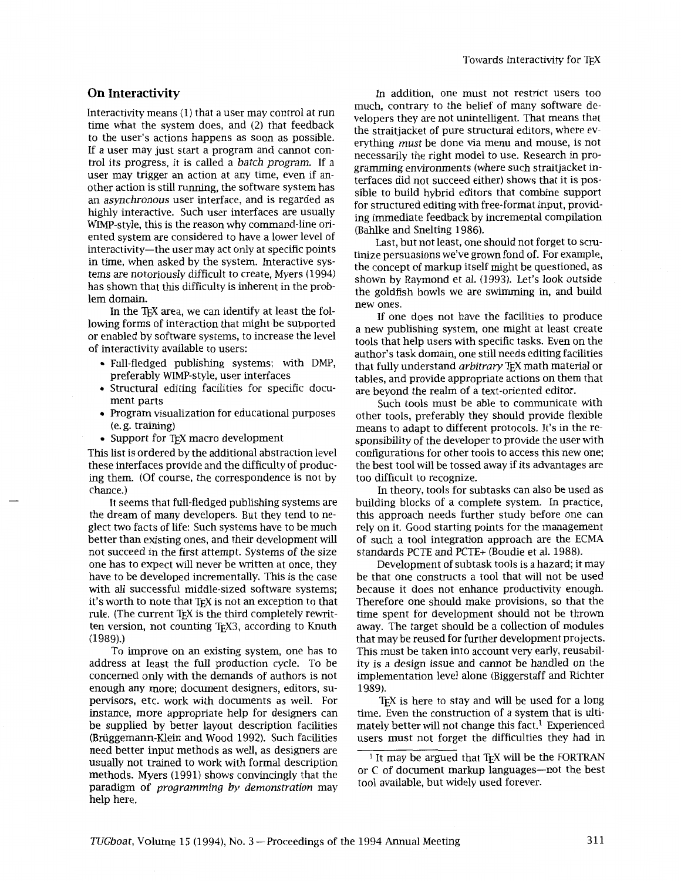## On Interactivity

Interactivity means (1) that a user may control at run time what the system does, and (2) that feedback to the user's actions happens as soon as possible. If a user may just start a program and cannot control its progress, it is called a *batch program*. If a user may trigger an action at any time, even if another action is still running, the software system has an *asynchronous* user interface, and is regarded as highly interactive. Such user interfaces are usually WIMP-style, this is the reason why command-line oriented system are considered to have a lower level of interactivity—the user may act only at specific points in time, when asked by the system. Interactive systems are notoriously difficult to create, Myers (1994) has shown that this difficulty is inherent in the problem domain.

In the TEX area, we can identify at least the following forms of interaction that might be supported or enabled by software systems, to increase the level of interactivity available to users:

- Full-fledged publishing systems; with DMP, preferably WIMP-style, user interfaces
- Structural editing facilities for specific document parts
- Program visualization for educational purposes (e. g. training)
- Support for TEX macro development

This list is ordered by the additional abstraction level these interfaces provide and the difficulty of producing them. (Of course, the correspondence is not by chance.)

It seems that full-fledged publishing systems are the dream of many developers. But they tend to neglect two facts of life: Such systems have to be much better than existing ones, and their development will not succeed in the first attempt. Systems of the size one has to expect will never be written at once, they have to be developed incrementally. This is the case with *all* successful middle-sized software systems; it's worth to note that TEX is not an exception to that rule. (The current TEX is the third completely rewritten version, not counting TEX3, according to Knuth (1989).)

To improve on an existing system, one has to address at least the full production cycle. To be concerned only with the demands of authors is not enough any more; document designers, editors, supervisors, etc. work with documents as well. For instance, more appropriate help for designers can be supplied by better layout description facilities (Brüggemann-Klein and Wood 1992). Such facilities need better input methods as well, as designers are usually not trained to work with formal description methods. Myers (1991) shows convincingly that the paradigm of *programming by demonstration* may help here.

In addition, one must not restrict users too much, contrary to the belief of many software developers they are not unintelligent. That means that the straitjacket of pure structural editors, where everything *must* be done via menu and mouse, is not necessarily the right model to use. Research in programming environments (where such straitjacket interfaces did not succeed either) shows that it is possible to build hybrid editors that combine support for structured editing with free-format input, providing immediate feedback by incremental compilation (Bahlke and Snelting 1986).

Last, but not least, one should not forget to scrutinize persuasions we've grown fond of. For example, the concept of markup itself might be questioned, as shown by Raymond et al. (1993). Let's look outside the goldfish bowls we are swimming in, and build new ones.

If one does not have the facilities to produce a new publishing system, one might at least create tools that help users with specific tasks. Even on the author's task domain, one still needs editing facilities that fully understand *arbitrary* TEX math material or tables, and provide appropriate actions on them that are beyond the realm of a text-oriented editor.

Such tools must be able to communicate with other tools, preferably they should provide flexible means to adapt to different protocols. It's in the responsibility of the developer to provide the user with configurations for other tools to access this new one; the best tool will be tossed away if its advantages are too difficult to recognize.

In theory, tools for subtasks can also be used as building blocks of a complete system. In practice, this approach needs further study before one can rely on it. Good starting points for the management of such a tool integration approach are the ECMA standards PCTE and PCTE+ (Boudie et al. 1988).

Development of subtask tools is a hazard; it may be that one constructs a tool that will not be used because it does not enhance productivity enough. Therefore one should make provisions, so that the time spent for development should not be thrown away. The target should be a collection of modules that may be reused for further development projects. This must be taken into account very early, reusability is a design issue and cannot be handled on the implementation level alone (Biggerstaff and Richter 1989).

TEX is here to stay and will be used for a long time. Even the construction of a system that is ultimately better will not change this fact.[1] Experienced users must not forget the difficulties they had in

[1] It may be argued that TEX will be the FORTRAN or C of document markup languages—not the best tool available, but widely used forever.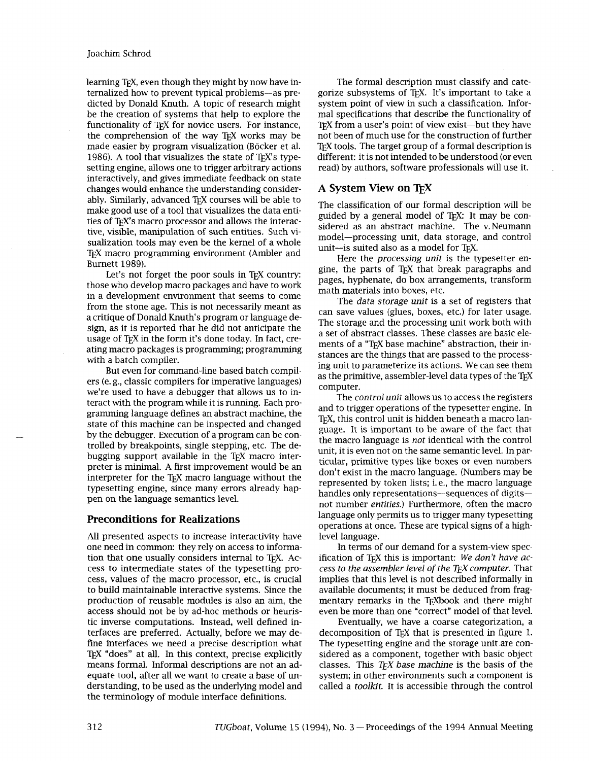learning TeX, even though they might by now have internalized how to prevent typical problems—as predicted by Donald Knuth. A topic of research might be the creation of systems that help to explore the functionality of TeX for novice users. For instance, the comprehension of the way TeX works may be made easier by program visualization (Böcker et al. 1986). A tool that visualizes the state of TeX's typesetting engine, allows one to trigger arbitrary actions interactively, and gives immediate feedback on state changes would enhance the understanding considerably. Similarly, advanced TeX courses will be able to make good use of a tool that visualizes the data entities of TeX's macro processor and allows the interactive, visible, manipulation of such entities. Such visualization tools may even be the kernel of a whole TeX macro programming environment (Ambler and Burnett 1989).

Let's not forget the poor souls in TeX country: those who develop macro packages and have to work in a development environment that seems to come from the stone age. This is not necessarily meant as a critique of Donald Knuth's program or language design, as it is reported that he did not anticipate the usage of TeX in the form it's done today. In fact, creating macro packages is programming; programming with a batch compiler.

But even for command-line based batch compilers (e. g., classic compilers for imperative languages) we're used to have a debugger that allows us to interact with the program while it is running. Each programming language defines an abstract machine, the state of this machine can be inspected and changed by the debugger. Execution of a program can be controlled by breakpoints, single stepping, etc. The debugging support available in the TeX macro interpreter is minimal. A first improvement would be an interpreter for the TeX macro language without the typesetting engine, since many errors already happen on the language semantics level.

## Preconditions for Realizations

All presented aspects to increase interactivity have one need in common: they rely on access to information that one usually considers internal to TeX. Access to intermediate states of the typesetting process, values of the macro processor, etc., is crucial to build maintainable interactive systems. Since the production of reusable modules is also an aim, the access should not be by ad-hoc methods or heuristic inverse computations. Instead, well defined interfaces are preferred. Actually, before we may define interfaces we need a precise description what TeX "does" at all. In this context, precise explicitly means formal. Informal descriptions are not an adequate tool, after all we want to create a base of understanding, to be used as the underlying model and the terminology of module interface definitions.

The formal description must classify and categorize subsystems of TeX. It's important to take a system point of view in such a classification. Informal specifications that describe the functionality of TeX from a user's point of view exist—but they have not been of much use for the construction of further TeX tools. The target group of a formal description is different: it is not intended to be understood (or even read) by authors, software professionals will use it.

## A System View on TeX

The classification of our formal description will be guided by a general model of TeX: It may be considered as an abstract machine. The v. Neumann model—processing unit, data storage, and control unit—is suited also as a model for TeX.

Here the *processing unit* is the typesetter engine, the parts of TeX that break paragraphs and pages, hyphenate, do box arrangements, transform math materials into boxes, etc.

The *data storage unit* is a set of registers that can save values (glues, boxes, etc.) for later usage. The storage and the processing unit work both with a set of abstract classes. These classes are basic elements of a "TeX base machine" abstraction, their instances are the things that are passed to the processing unit to parameterize its actions. We can see them as the primitive, assembler-level data types of the TeX computer.

The *control unit* allows us to access the registers and to trigger operations of the typesetter engine. In TeX, this control unit is hidden beneath a macro language. It is important to be aware of the fact that the macro language is *not* identical with the control unit, it is even not on the same semantic level. In particular, primitive types like boxes or even numbers don't exist in the macro language. (Numbers may be represented by token lists; i. e., the macro language handles only representations—sequences of digits—not number *entities*.) Furthermore, often the macro language only permits us to trigger many typesetting operations at once. These are typical signs of a high-level language.

In terms of our demand for a system-view specification of TeX this is important: *We don't have access to the assembler level of the TeX computer.* That implies that this level is not described informally in available documents; it must be deduced from fragmentary remarks in the TeXbook and there might even be more than one "correct" model of that level.

Eventually, we have a coarse categorization, a decomposition of TeX that is presented in figure 1. The typesetting engine and the storage unit are considered as a component, together with basic object classes. This *TeX base machine* is the basis of the system; in other environments such a component is called a *toolkit*. It is accessible through the control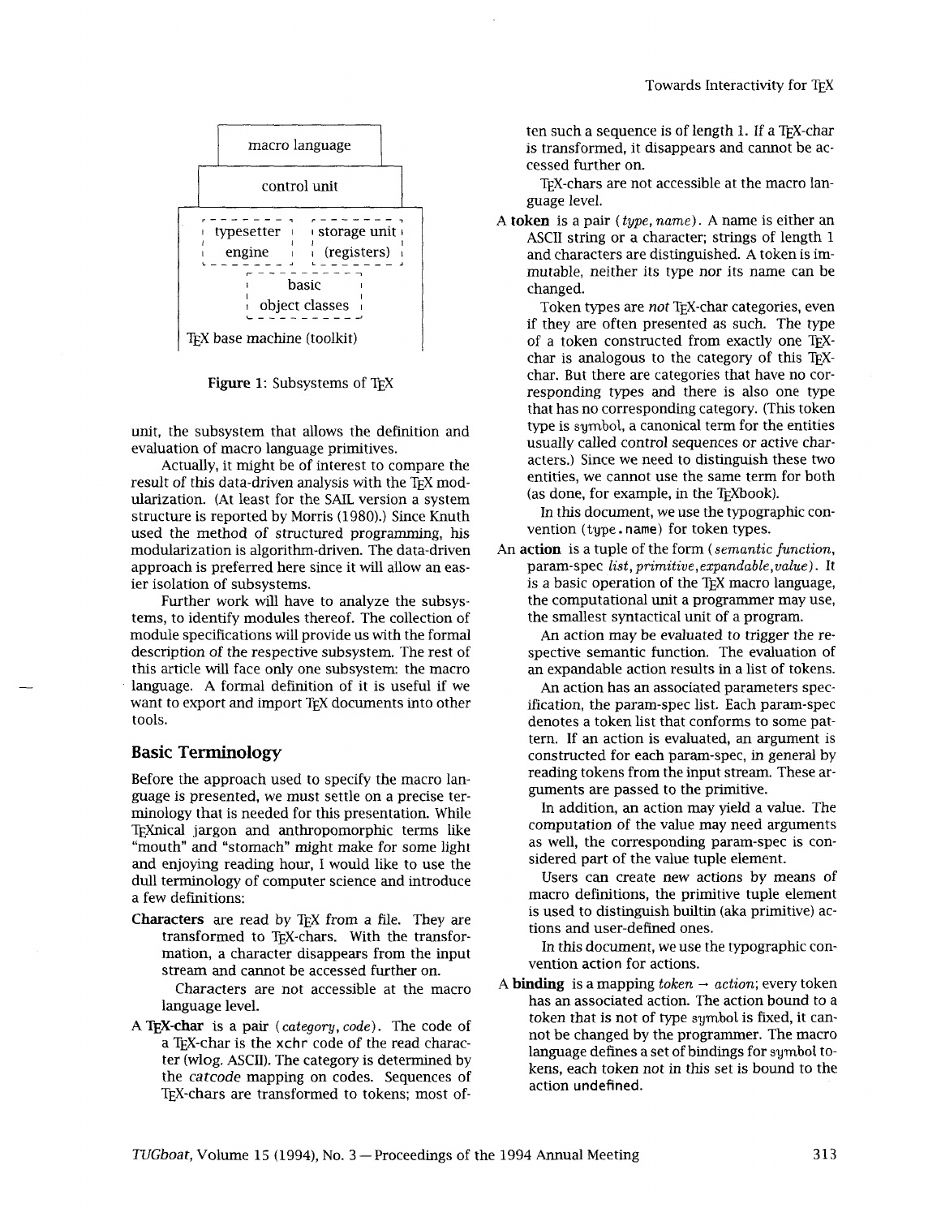```
+--------------------------------------------+
|              macro language                |
+--------------------------------------------+
|               control unit                 |
+--------------------------------------------+
|  typesetter engine  | storage unit (registers) |
|          basic object classes              |
| TeX base machine (toolkit)                 |
+--------------------------------------------+
```

**Figure 1**: Subsystems of TeX

unit, the subsystem that allows the definition and evaluation of macro language primitives.

Actually, it might be of interest to compare the result of this data-driven analysis with the TeX modularization. (At least for the SAIL version a system structure is reported by Morris (1980).) Since Knuth used the method of structured programming, his modularization is algorithm-driven. The data-driven approach is preferred here since it will allow an easier isolation of subsystems.

Further work will have to analyze the subsystems, to identify modules thereof. The collection of module specifications will provide us with the formal description of the respective subsystem. The rest of this article will face only one subsystem: the macro language. A formal definition of it is useful if we want to export and import TeX documents into other tools.

## Basic Terminology

Before the approach used to specify the macro language is presented, we must settle on a precise terminology that is needed for this presentation. While TeXnical jargon and anthropomorphic terms like "mouth" and "stomach" might make for some light and enjoying reading hour, I would like to use the dull terminology of computer science and introduce a few definitions:

**Characters** are read by TeX from a file. They are transformed to TeX-chars. With the transformation, a character disappears from the input stream and cannot be accessed further on.

Characters are not accessible at the macro language level.

**A TeX-char** is a pair ⟨*category*, *code*⟩. The code of a TeX-char is the xchr code of the read character (wlog. ASCII). The category is determined by the *catcode* mapping on codes. Sequences of TeX-chars are transformed to tokens; most often such a sequence is of length 1. If a TeX-char is transformed, it disappears and cannot be accessed further on.

TeX-chars are not accessible at the macro language level.

**A token** is a pair ⟨*type*, *name*⟩. A name is either an ASCII string or a character; strings of length 1 and characters are distinguished. A token is immutable, neither its type nor its name can be changed.

Token types are *not* TeX-char categories, even if they are often presented as such. The type of a token constructed from exactly one TeX-char is analogous to the category of this TeX-char. But there are categories that have no corresponding types and there is also one type that has no corresponding category. (This token type is symbol, a canonical term for the entities usually called control sequences or active characters.) Since we need to distinguish these two entities, we cannot use the same term for both (as done, for example, in the TeXbook).

In this document, we use the typographic convention (type.name) for token types.

**An action** is a tuple of the form ⟨*semantic function*, param-spec *list*, *primitive*, *expandable*, *value*⟩. It is a basic operation of the TeX macro language, the computational unit a programmer may use, the smallest syntactical unit of a program.

An action may be evaluated to trigger the respective semantic function. The evaluation of an expandable action results in a list of tokens.

An action has an associated parameters specification, the param-spec list. Each param-spec denotes a token list that conforms to some pattern. If an action is evaluated, an argument is constructed for each param-spec, in general by reading tokens from the input stream. These arguments are passed to the primitive.

In addition, an action may yield a value. The computation of the value may need arguments as well, the corresponding param-spec is considered part of the value tuple element.

Users can create new actions by means of macro definitions, the primitive tuple element is used to distinguish builtin (aka primitive) actions and user-defined ones.

In this document, we use the typographic convention action for actions.

**A binding** is a mapping *token* → *action*; every token has an associated action. The action bound to a token that is not of type symbol is fixed, it cannot be changed by the programmer. The macro language defines a set of bindings for symbol tokens, each token not in this set is bound to the action undefined.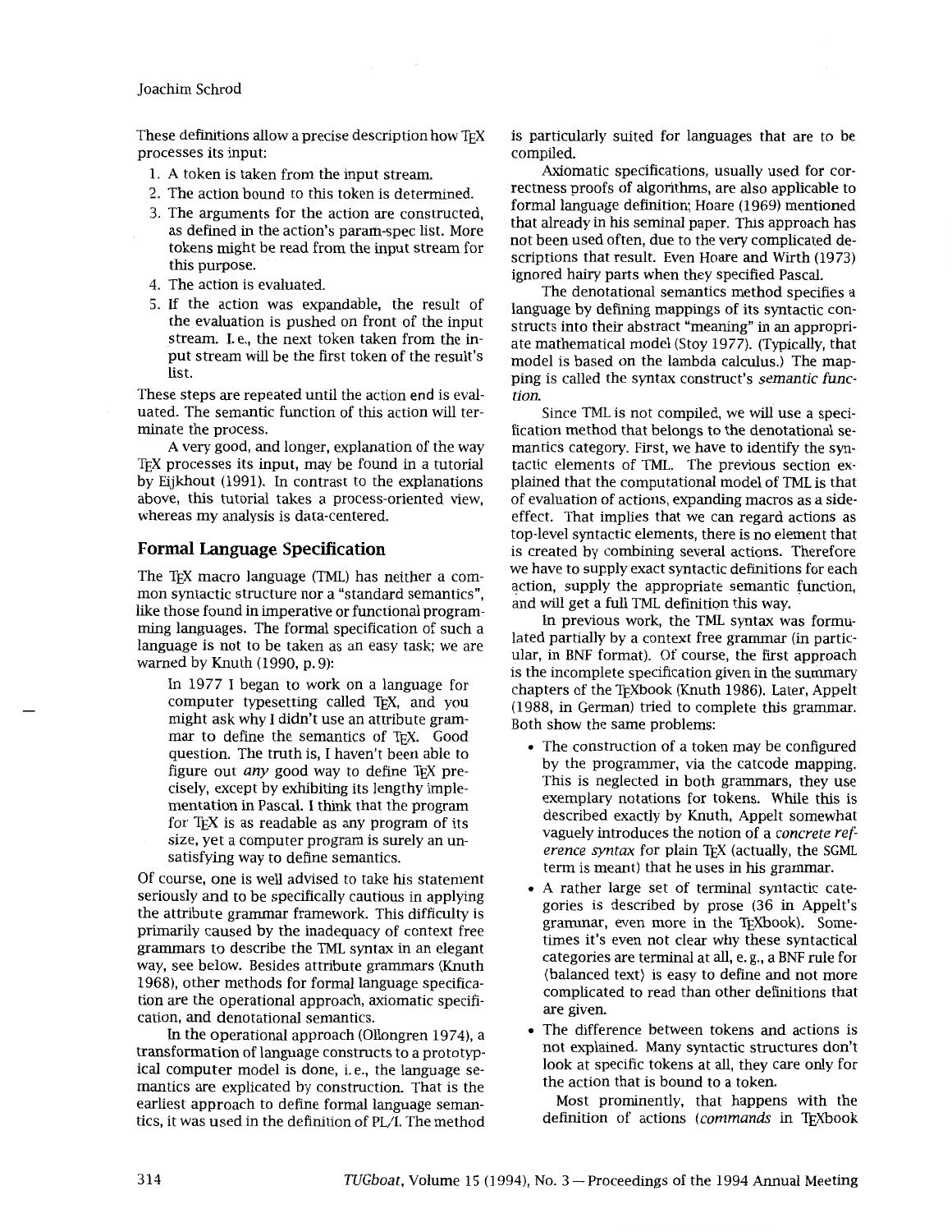These definitions allow a precise description how TeX processes its input:

1. A token is taken from the input stream.
2. The action bound to this token is determined.
3. The arguments for the action are constructed, as defined in the action's param-spec list. More tokens might be read from the input stream for this purpose.
4. The action is evaluated.
5. If the action was expandable, the result of the evaluation is pushed on front of the input stream. I. e., the next token taken from the input stream will be the first token of the result's list.

These steps are repeated until the action end is evaluated. The semantic function of this action will terminate the process.

A very good, and longer, explanation of the way TeX processes its input, may be found in a tutorial by Eijkhout (1991). In contrast to the explanations above, this tutorial takes a process-oriented view, whereas my analysis is data-centered.

## Formal Language Specification

The TeX macro language (TML) has neither a common syntactic structure nor a "standard semantics", like those found in imperative or functional programming languages. The formal specification of such a language is not to be taken as an easy task; we are warned by Knuth (1990, p. 9):

> In 1977 I began to work on a language for computer typesetting called TeX, and you might ask why I didn't use an attribute grammar to define the semantics of TeX. Good question. The truth is, I haven't been able to figure out *any* good way to define TeX precisely, except by exhibiting its lengthy implementation in Pascal. I think that the program for TeX is as readable as any program of its size, yet a computer program is surely an unsatisfying way to define semantics.

Of course, one is well advised to take his statement seriously and to be specifically cautious in applying the attribute grammar framework. This difficulty is primarily caused by the inadequacy of context free grammars to describe the TML syntax in an elegant way, see below. Besides attribute grammars (Knuth 1968), other methods for formal language specification are the operational approach, axiomatic specification, and denotational semantics.

In the operational approach (Ollongren 1974), a transformation of language constructs to a prototypical computer model is done, i. e., the language semantics are explicated by construction. That is the earliest approach to define formal language semantics, it was used in the definition of PL/I. The method is particularly suited for languages that are to be compiled.

Axiomatic specifications, usually used for correctness proofs of algorithms, are also applicable to formal language definition; Hoare (1969) mentioned that already in his seminal paper. This approach has not been used often, due to the very complicated descriptions that result. Even Hoare and Wirth (1973) ignored hairy parts when they specified Pascal.

The denotational semantics method specifies a language by defining mappings of its syntactic constructs into their abstract "meaning" in an appropriate mathematical model (Stoy 1977). (Typically, that model is based on the lambda calculus.) The mapping is called the syntax construct's *semantic function*.

Since TML is not compiled, we will use a specification method that belongs to the denotational semantics category. First, we have to identify the syntactic elements of TML. The previous section explained that the computational model of TML is that of evaluation of actions, expanding macros as a side-effect. That implies that we can regard actions as top-level syntactic elements, there is no element that is created by combining several actions. Therefore we have to supply exact syntactic definitions for each action, supply the appropriate semantic function, and will get a full TML definition this way.

In previous work, the TML syntax was formulated partially by a context free grammar (in particular, in BNF format). Of course, the first approach is the incomplete specification given in the summary chapters of the TeXbook (Knuth 1986). Later, Appelt (1988, in German) tried to complete this grammar. Both show the same problems:

- The construction of a token may be configured by the programmer, via the catcode mapping. This is neglected in both grammars, they use exemplary notations for tokens. While this is described exactly by Knuth, Appelt somewhat vaguely introduces the notion of a *concrete reference syntax* for plain TeX (actually, the SGML term is meant) that he uses in his grammar.
- A rather large set of terminal syntactic categories is described by prose (36 in Appelt's grammar, even more in the TeXbook). Sometimes it's even not clear why these syntactical categories are terminal at all, e. g., a BNF rule for ⟨balanced text⟩ is easy to define and not more complicated to read than other definitions that are given.
- The difference between tokens and actions is not explained. Many syntactic structures don't look at specific tokens at all, they care only for the action that is bound to a token.

  Most prominently, that happens with the definition of actions (*commands* in TeXbook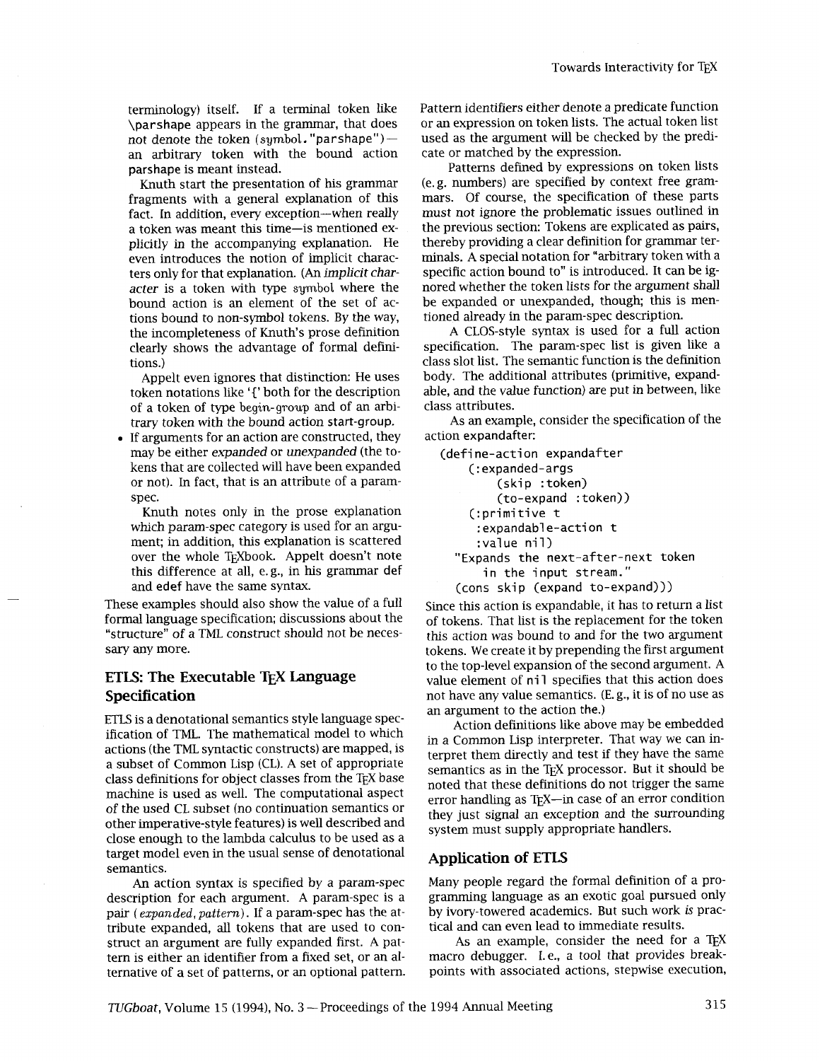terminology) itself. If a terminal token like \parshape appears in the grammar, that does not denote the token (*symbol*. "parshape")—an arbitrary token with the bound action parshape is meant instead.

Knuth start the presentation of his grammar fragments with a general explanation of this fact. In addition, every exception—when really a token was meant this time—is mentioned explicitly in the accompanying explanation. He even introduces the notion of implicit characters only for that explanation. (An *implicit character* is a token with type *symbol* where the bound action is an element of the set of actions bound to non-symbol tokens. By the way, the incompleteness of Knuth's prose definition clearly shows the advantage of formal definitions.)

Appelt even ignores that distinction: He uses token notations like '{' both for the description of a token of type *begin-group* and of an arbitrary token with the bound action start-group.

- If arguments for an action are constructed, they may be either *expanded* or *unexpanded* (the tokens that are collected will have been expanded or not). In fact, that is an attribute of a param-spec.

  Knuth notes only in the prose explanation which param-spec category is used for an argument; in addition, this explanation is scattered over the whole TeXbook. Appelt doesn't note this difference at all, e.g., in his grammar def and edef have the same syntax.

These examples should also show the value of a full formal language specification; discussions about the "structure" of a TML construct should not be necessary any more.

## ETLS: The Executable TeX Language Specification

ETLS is a denotational semantics style language specification of TML. The mathematical model to which actions (the TML syntactic constructs) are mapped, is a subset of Common Lisp (CL). A set of appropriate class definitions for object classes from the TeX base machine is used as well. The computational aspect of the used CL subset (no continuation semantics or other imperative-style features) is well described and close enough to the lambda calculus to be used as a target model even in the usual sense of denotational semantics.

An action syntax is specified by a param-spec description for each argument. A param-spec is a pair ⟨*expanded*, *pattern*⟩. If a param-spec has the attribute expanded, all tokens that are used to construct an argument are fully expanded first. A pattern is either an identifier from a fixed set, or an alternative of a set of patterns, or an optional pattern. Pattern identifiers either denote a predicate function or an expression on token lists. The actual token list used as the argument will be checked by the predicate or matched by the expression.

Patterns defined by expressions on token lists (e.g. numbers) are specified by context free grammars. Of course, the specification of these parts must not ignore the problematic issues outlined in the previous section: Tokens are explicated as pairs, thereby providing a clear definition for grammar terminals. A special notation for "arbitrary token with a specific action bound to" is introduced. It can be ignored whether the token lists for the argument shall be expanded or unexpanded, though; this is mentioned already in the param-spec description.

A CLOS-style syntax is used for a full action specification. The param-spec list is given like a class slot list. The semantic function is the definition body. The additional attributes (primitive, expandable, and the value function) are put in between, like class attributes.

As an example, consider the specification of the action expandafter:

```
(define-action expandafter
    (:expanded-args
        (skip :token)
        (to-expand :token))
    (:primitive t
     :expandable-action t
     :value nil)
   "Expands the next-after-next token
      in the input stream."
   (cons skip (expand to-expand)))
```

Since this action is expandable, it has to return a list of tokens. That list is the replacement for the token this action was bound to and for the two argument tokens. We create it by prepending the first argument to the top-level expansion of the second argument. A value element of `nil` specifies that this action does not have any value semantics. (E.g., it is of no use as an argument to the action the.)

Action definitions like above may be embedded in a Common Lisp interpreter. That way we can interpret them directly and test if they have the same semantics as in the TeX processor. But it should be noted that these definitions do not trigger the same error handling as TeX—in case of an error condition they just signal an exception and the surrounding system must supply appropriate handlers.

## Application of ETLS

Many people regard the formal definition of a programming language as an exotic goal pursued only by ivory-towered academics. But such work *is* practical and can even lead to immediate results.

As an example, consider the need for a TeX macro debugger. I.e., a tool that provides breakpoints with associated actions, stepwise execution,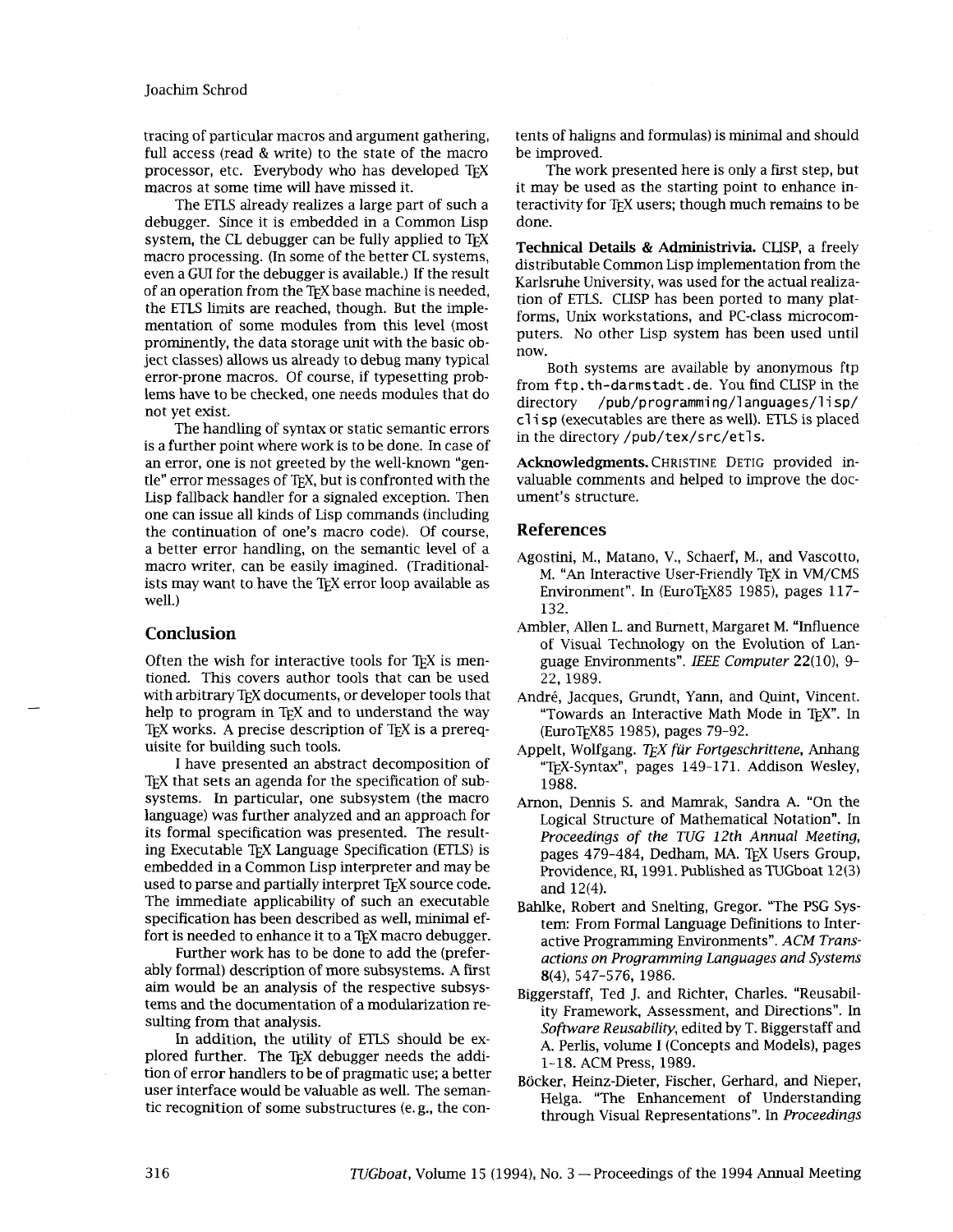tracing of particular macros and argument gathering, full access (read & write) to the state of the macro processor, etc. Everybody who has developed TeX macros at some time will have missed it.

The ETLS already realizes a large part of such a debugger. Since it is embedded in a Common Lisp system, the CL debugger can be fully applied to TeX macro processing. (In some of the better CL systems, even a GUI for the debugger is available.) If the result of an operation from the TeX base machine is needed, the ETLS limits are reached, though. But the implementation of some modules from this level (most prominently, the data storage unit with the basic object classes) allows us already to debug many typical error-prone macros. Of course, if typesetting problems have to be checked, one needs modules that do not yet exist.

The handling of syntax or static semantic errors is a further point where work is to be done. In case of an error, one is not greeted by the well-known "gentle" error messages of TeX, but is confronted with the Lisp fallback handler for a signaled exception. Then one can issue all kinds of Lisp commands (including the continuation of one's macro code). Of course, a better error handling, on the semantic level of a macro writer, can be easily imagined. (Traditionalists may want to have the TeX error loop available as well.)

## Conclusion

Often the wish for interactive tools for TeX is mentioned. This covers author tools that can be used with arbitrary TeX documents, or developer tools that help to program in TeX and to understand the way TeX works. A precise description of TeX is a prerequisite for building such tools.

I have presented an abstract decomposition of TeX that sets an agenda for the specification of subsystems. In particular, one subsystem (the macro language) was further analyzed and an approach for its formal specification was presented. The resulting Executable TeX Language Specification (ETLS) is embedded in a Common Lisp interpreter and may be used to parse and partially interpret TeX source code. The immediate applicability of such an executable specification has been described as well, minimal effort is needed to enhance it to a TeX macro debugger.

Further work has to be done to add the (preferably formal) description of more subsystems. A first aim would be an analysis of the respective subsystems and the documentation of a modularization resulting from that analysis.

In addition, the utility of ETLS should be explored further. The TeX debugger needs the addition of error handlers to be of pragmatic use; a better user interface would be valuable as well. The semantic recognition of some substructures (e. g., the contents of haligns and formulas) is minimal and should be improved.

The work presented here is only a first step, but it may be used as the starting point to enhance interactivity for TeX users; though much remains to be done.

**Technical Details & Administrivia.** CLISP, a freely distributable Common Lisp implementation from the Karlsruhe University, was used for the actual realization of ETLS. CLISP has been ported to many platforms, Unix workstations, and PC-class microcomputers. No other Lisp system has been used until now.

Both systems are available by anonymous ftp from `ftp.th-darmstadt.de`. You find CLISP in the directory `/pub/programming/languages/lisp/clisp` (executables are there as well). ETLS is placed in the directory `/pub/tex/src/etls`.

**Acknowledgments.** CHRISTINE DETIG provided invaluable comments and helped to improve the document's structure.

## References

Agostini, M., Matano, V., Schaerf, M., and Vascotto, M. "An Interactive User-Friendly TeX in VM/CMS Environment". In (EuroTeX85 1985), pages 117–132.

Ambler, Allen L. and Burnett, Margaret M. "Influence of Visual Technology on the Evolution of Language Environments". *IEEE Computer* **22**(10), 9–22, 1989.

André, Jacques, Grundt, Yann, and Quint, Vincent. "Towards an Interactive Math Mode in TeX". In (EuroTeX85 1985), pages 79–92.

Appelt, Wolfgang. *TeX für Fortgeschrittene*, Anhang "TeX-Syntax", pages 149–171. Addison Wesley, 1988.

Arnon, Dennis S. and Mamrak, Sandra A. "On the Logical Structure of Mathematical Notation". In *Proceedings of the TUG 12th Annual Meeting*, pages 479–484, Dedham, MA. TeX Users Group, Providence, RI, 1991. Published as TUGboat 12(3) and 12(4).

Bahlke, Robert and Snelting, Gregor. "The PSG System: From Formal Language Definitions to Interactive Programming Environments". *ACM Transactions on Programming Languages and Systems* **8**(4), 547–576, 1986.

Biggerstaff, Ted J. and Richter, Charles. "Reusability Framework, Assessment, and Directions". In *Software Reusability*, edited by T. Biggerstaff and A. Perlis, volume I (Concepts and Models), pages 1–18. ACM Press, 1989.

Böcker, Heinz-Dieter, Fischer, Gerhard, and Nieper, Helga. "The Enhancement of Understanding through Visual Representations". In *Proceedings*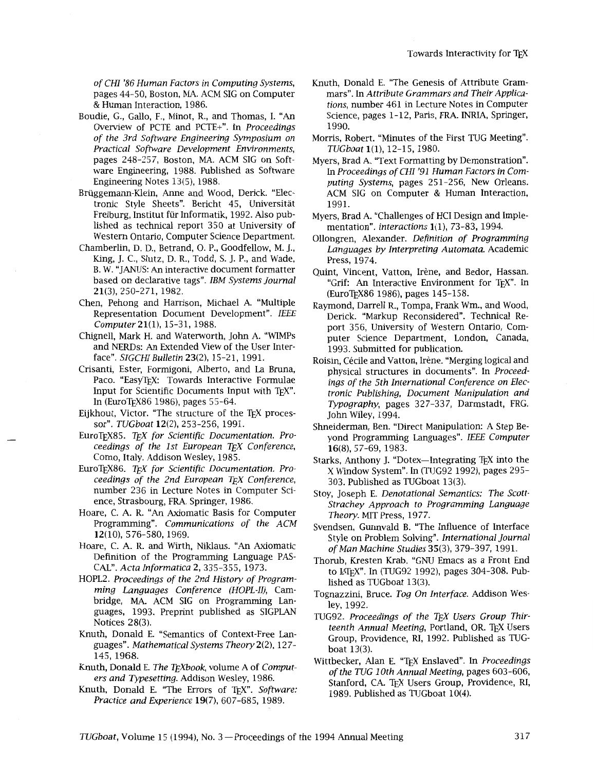of *CHI '86 Human Factors in Computing Systems*, pages 44–50, Boston, MA. ACM SIG on Computer & Human Interaction, 1986.

Boudie, G., Gallo, F., Minot, R., and Thomas, I. "An Overview of PCTE and PCTE+". In *Proceedings of the 3rd Software Engineering Symposium on Practical Software Development Environments*, pages 248–257, Boston, MA. ACM SIG on Software Engineering, 1988. Published as Software Engineering Notes 13(5), 1988.

Brüggemann-Klein, Anne and Wood, Derick. "Electronic Style Sheets". Bericht 45, Universität Freiburg, Institut für Informatik, 1992. Also published as technical report 350 at University of Western Ontario, Computer Science Department.

Chamberlin, D. D., Betrand, O. P., Goodfellow, M. J., King, J. C., Slutz, D. R., Todd, S. J. P., and Wade, B. W. "JANUS: An interactive document formatter based on declarative tags". *IBM Systems Journal* **21**(3), 250–271, 1982.

Chen, Pehong and Harrison, Michael A. "Multiple Representation Document Development". *IEEE Computer* **21**(1), 15–31, 1988.

Chignell, Mark H. and Waterworth, John A. "WIMPs and NERDs: An Extended View of the User Interface". *SIGCHI Bulletin* **23**(2), 15–21, 1991.

Crisanti, Ester, Formigoni, Alberto, and La Bruna, Paco. "EasyTEX: Towards Interactive Formulae Input for Scientific Documents Input with TEX". In (EuroTEX86 1986), pages 55–64.

Eijkhout, Victor. "The structure of the TEX processor". *TUGboat* **12**(2), 253–256, 1991.

EuroTEX85. *TEX for Scientific Documentation. Proceedings of the 1st European TEX Conference*, Como, Italy. Addison Wesley, 1985.

EuroTEX86. *TEX for Scientific Documentation. Proceedings of the 2nd European TEX Conference*, number 236 in Lecture Notes in Computer Science, Strasbourg, FRA. Springer, 1986.

Hoare, C. A. R. "An Axiomatic Basis for Computer Programming". *Communications of the ACM* **12**(10), 576–580, 1969.

Hoare, C. A. R. and Wirth, Niklaus. "An Axiomatic Definition of the Programming Language PASCAL". *Acta Informatica* **2**, 335–355, 1973.

HOPL2. *Proceedings of the 2nd History of Programming Languages Conference (HOPL-II)*, Cambridge, MA. ACM SIG on Programming Languages, 1993. Preprint published as SIGPLAN Notices 28(3).

Knuth, Donald E. "Semantics of Context-Free Languages". *Mathematical Systems Theory* **2**(2), 127–145, 1968.

Knuth, Donald E. *The TEXbook*, volume A of *Computers and Typesetting*. Addison Wesley, 1986.

Knuth, Donald E. "The Errors of TEX". *Software: Practice and Experience* **19**(7), 607–685, 1989.

Knuth, Donald E. "The Genesis of Attribute Grammars". In *Attribute Grammars and Their Applications*, number 461 in Lecture Notes in Computer Science, pages 1–12, Paris, FRA. INRIA, Springer, 1990.

Morris, Robert. "Minutes of the First TUG Meeting". *TUGboat* **1**(1), 12–15, 1980.

Myers, Brad A. "Text Formatting by Demonstration". In *Proceedings of CHI '91 Human Factors in Computing Systems*, pages 251–256, New Orleans. ACM SIG on Computer & Human Interaction, 1991.

Myers, Brad A. "Challenges of HCI Design and Implementation". *interactions* **1**(1), 73–83, 1994.

Ollongren, Alexander. *Definition of Programming Languages by Interpreting Automata*. Academic Press, 1974.

Quint, Vincent, Vatton, Irène, and Bedor, Hassan. "Grif: An Interactive Environment for TEX". In (EuroTEX86 1986), pages 145–158.

Raymond, Darrell R., Tompa, Frank Wm., and Wood, Derick. "Markup Reconsidered". Technical Report 356, University of Western Ontario, Computer Science Department, London, Canada, 1993. Submitted for publication.

Roisin, Cécile and Vatton, Irène. "Merging logical and physical structures in documents". In *Proceedings of the 5th International Conference on Electronic Publishing, Document Manipulation and Typography*, pages 327–337, Darmstadt, FRG. John Wiley, 1994.

Shneiderman, Ben. "Direct Manipulation: A Step Beyond Programming Languages". *IEEE Computer* **16**(8), 57–69, 1983.

Starks, Anthony J. "Dotex—Integrating TEX into the X Window System". In (TUG92 1992), pages 295–303. Published as TUGboat 13(3).

Stoy, Joseph E. *Denotational Semantics: The Scott-Strachey Approach to Programming Language Theory*. MIT Press, 1977.

Svendsen, Gunnvald B. "The Influence of Interface Style on Problem Solving". *International Journal of Man Machine Studies* **35**(3), 379–397, 1991.

Thorub, Kresten Krab. "GNU Emacs as a Front End to LATEX". In (TUG92 1992), pages 304–308. Published as TUGboat 13(3).

Tognazzini, Bruce. *Tog On Interface*. Addison Wesley, 1992.

TUG92. *Proceedings of the TEX Users Group Thirteenth Annual Meeting*, Portland, OR. TEX Users Group, Providence, RI, 1992. Published as TUGboat 13(3).

Wittbecker, Alan E. "TEX Enslaved". In *Proceedings of the TUG 10th Annual Meeting*, pages 603–606, Stanford, CA. TEX Users Group, Providence, RI, 1989. Published as TUGboat 10(4).